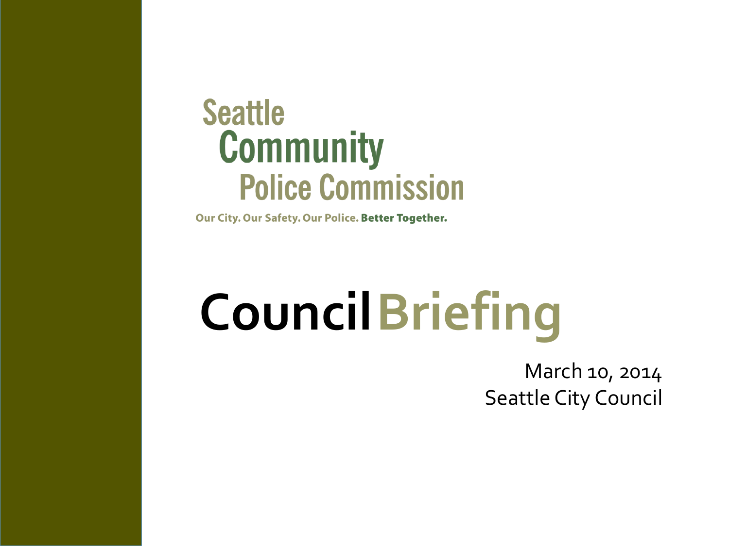Seattle
Community
Police Commission

Our City. Our Safety. Our Police. **Better Together.**

# Council Briefing

March 10, 2014
Seattle City Council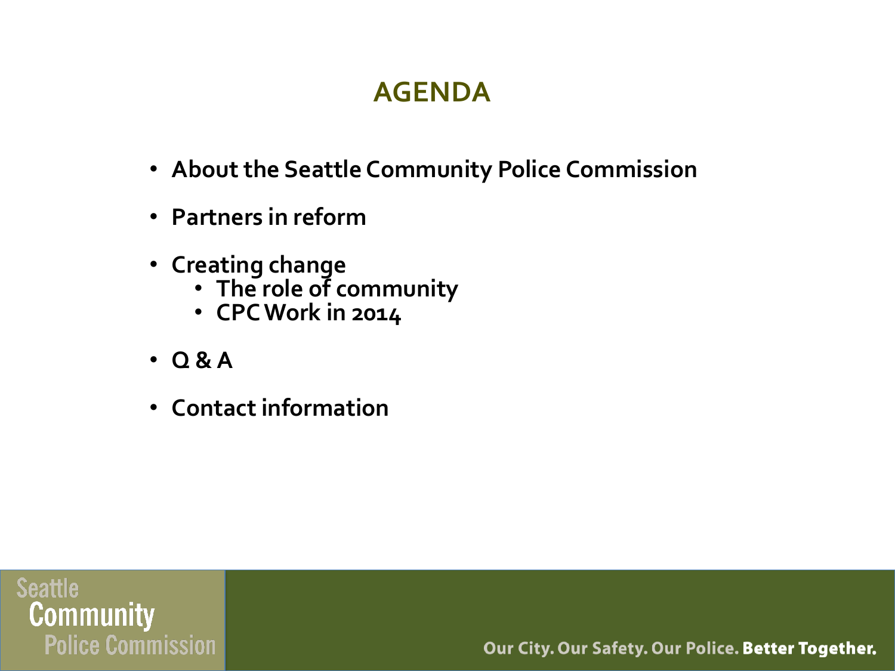# AGENDA

- About the Seattle Community Police Commission
- Partners in reform
- Creating change
  - The role of community
  - CPC Work in 2014
- Q & A
- Contact information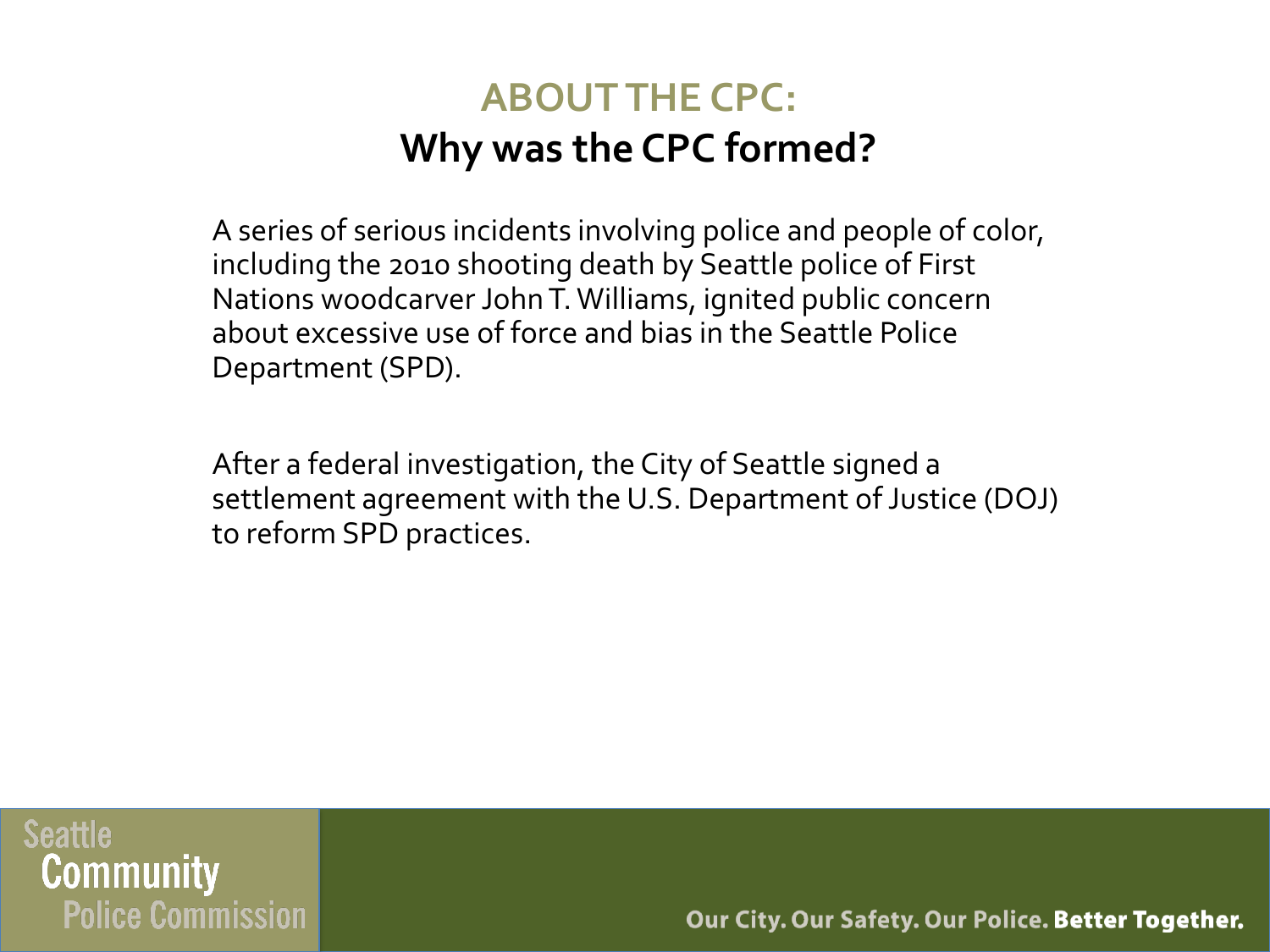## ABOUT THE CPC:

## Why was the CPC formed?

A series of serious incidents involving police and people of color, including the 2010 shooting death by Seattle police of First Nations woodcarver John T. Williams, ignited public concern about excessive use of force and bias in the Seattle Police Department (SPD).

After a federal investigation, the City of Seattle signed a settlement agreement with the U.S. Department of Justice (DOJ) to reform SPD practices.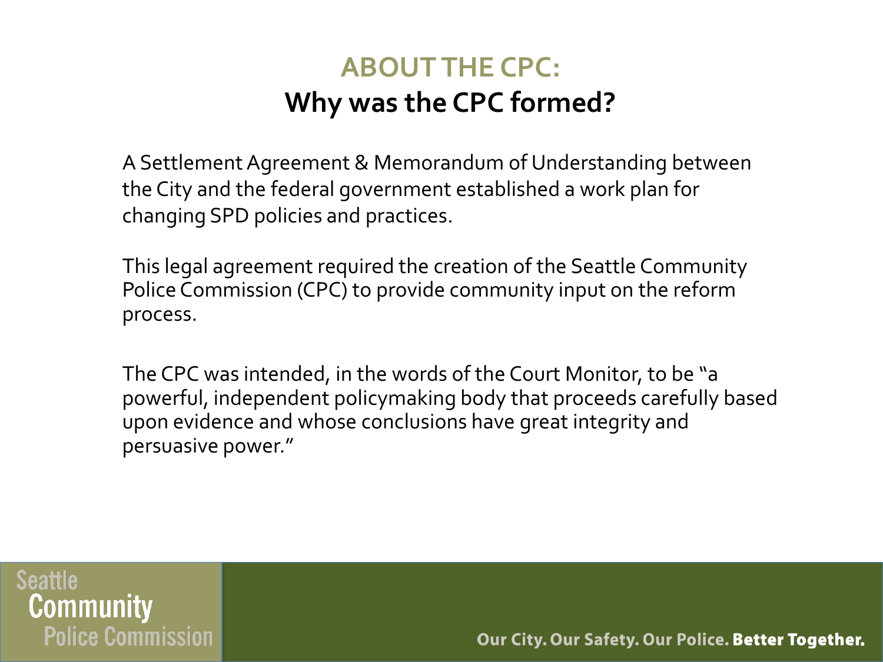## ABOUT THE CPC:

### Why was the CPC formed?

A Settlement Agreement & Memorandum of Understanding between the City and the federal government established a work plan for changing SPD policies and practices.

This legal agreement required the creation of the Seattle Community Police Commission (CPC) to provide community input on the reform process.

The CPC was intended, in the words of the Court Monitor, to be "a powerful, independent policymaking body that proceeds carefully based upon evidence and whose conclusions have great integrity and persuasive power."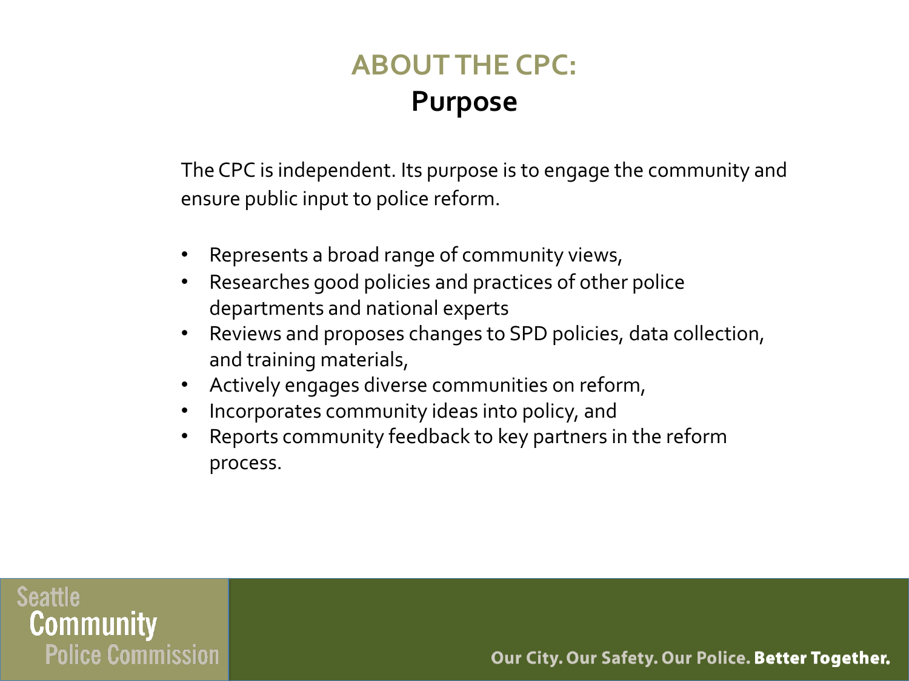# ABOUT THE CPC:

## Purpose

The CPC is independent. Its purpose is to engage the community and ensure public input to police reform.

- Represents a broad range of community views,
- Researches good policies and practices of other police departments and national experts
- Reviews and proposes changes to SPD policies, data collection, and training materials,
- Actively engages diverse communities on reform,
- Incorporates community ideas into policy, and
- Reports community feedback to key partners in the reform process.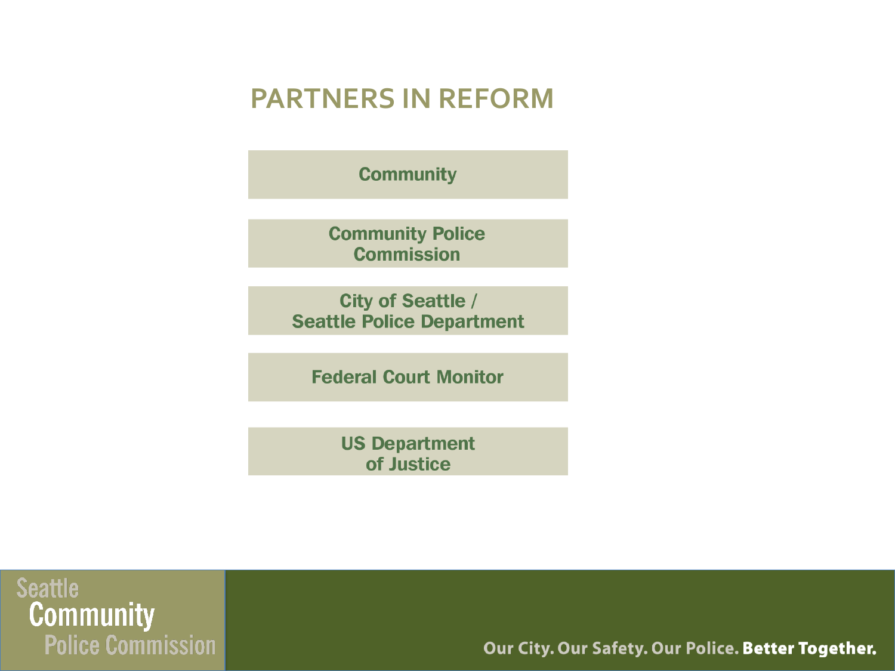# PARTNERS IN REFORM

- **Community**
- **Community Police Commission**
- **City of Seattle / Seattle Police Department**
- **Federal Court Monitor**
- **US Department of Justice**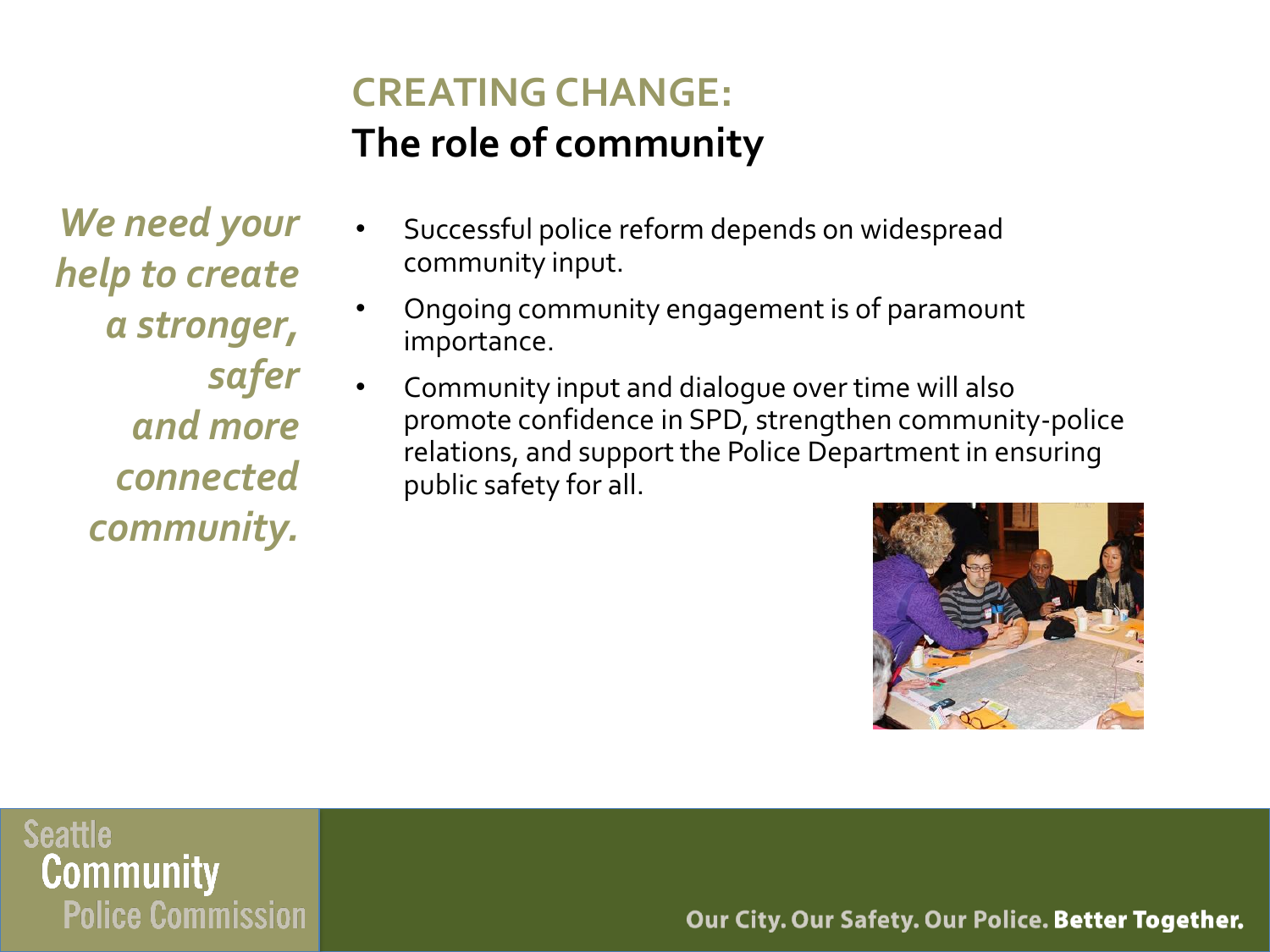## CREATING CHANGE:
## The role of community

*We need your help to create a stronger, safer and more connected community.*

- Successful police reform depends on widespread community input.
- Ongoing community engagement is of paramount importance.
- Community input and dialogue over time will also promote confidence in SPD, strengthen community-police relations, and support the Police Department in ensuring public safety for all.

Seattle Community Police Commission

Our City. Our Safety. Our Police. **Better Together.**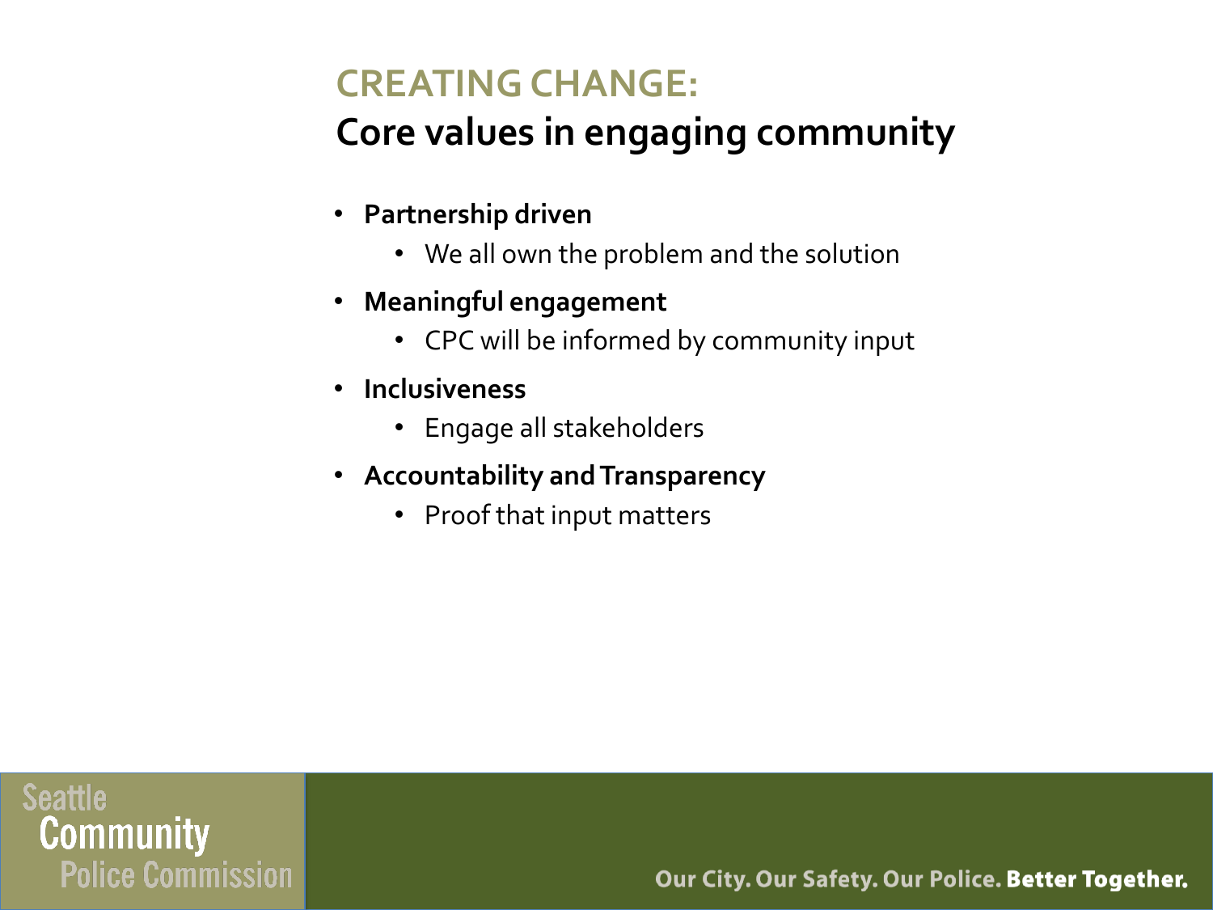# CREATING CHANGE:

## Core values in engaging community

- **Partnership driven**
  - We all own the problem and the solution
- **Meaningful engagement**
  - CPC will be informed by community input
- **Inclusiveness**
  - Engage all stakeholders
- **Accountability and Transparency**
  - Proof that input matters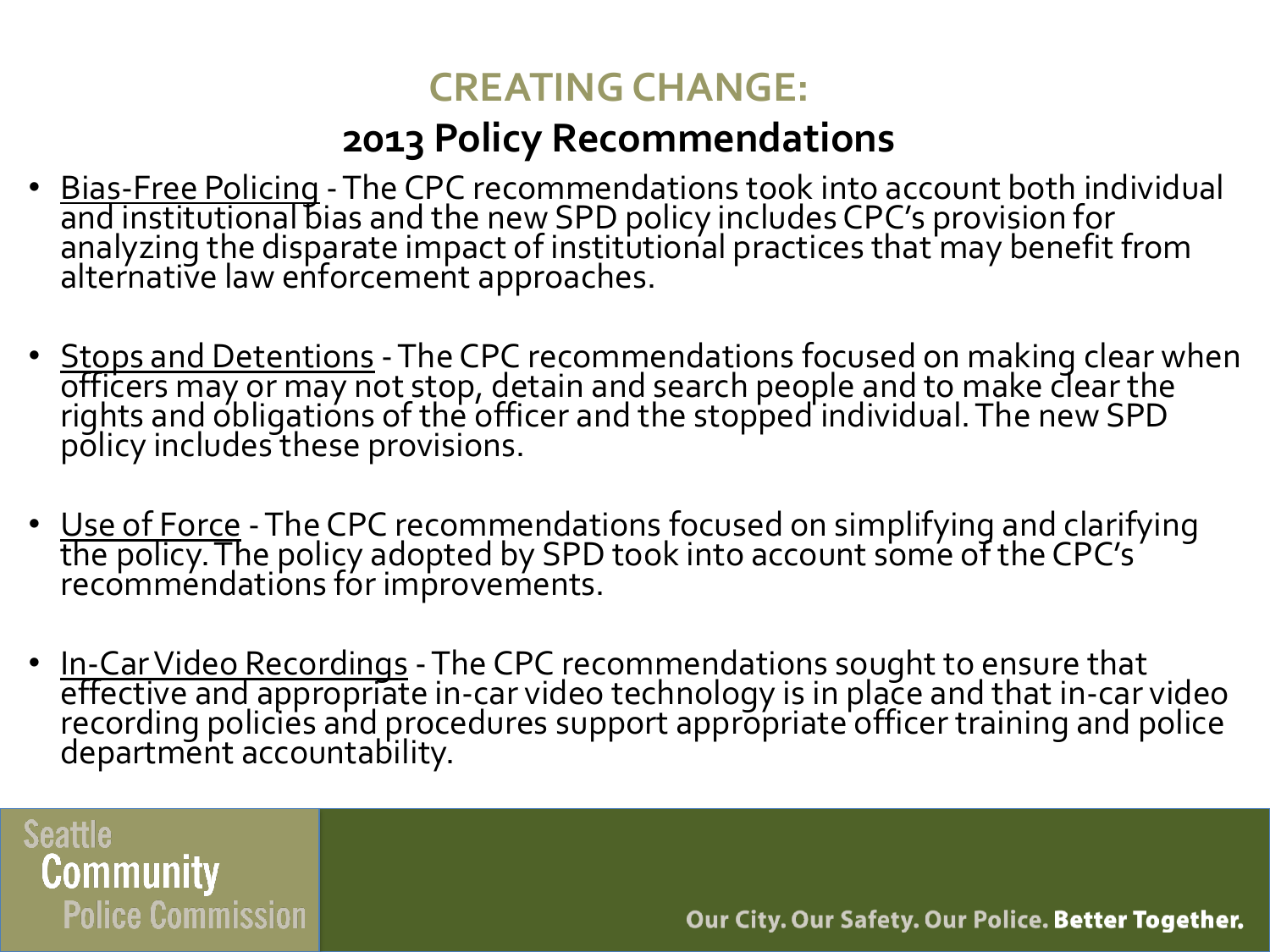# CREATING CHANGE:

## 2013 Policy Recommendations

- Bias-Free Policing - The CPC recommendations took into account both individual and institutional bias and the new SPD policy includes CPC's provision for analyzing the disparate impact of institutional practices that may benefit from alternative law enforcement approaches.

- Stops and Detentions - The CPC recommendations focused on making clear when officers may or may not stop, detain and search people and to make clear the rights and obligations of the officer and the stopped individual. The new SPD policy includes these provisions.

- Use of Force - The CPC recommendations focused on simplifying and clarifying the policy. The policy adopted by SPD took into account some of the CPC's recommendations for improvements.

- In-Car Video Recordings - The CPC recommendations sought to ensure that effective and appropriate in-car video technology is in place and that in-car video recording policies and procedures support appropriate officer training and police department accountability.

Seattle Community Police Commission

Our City. Our Safety. Our Police. **Better Together.**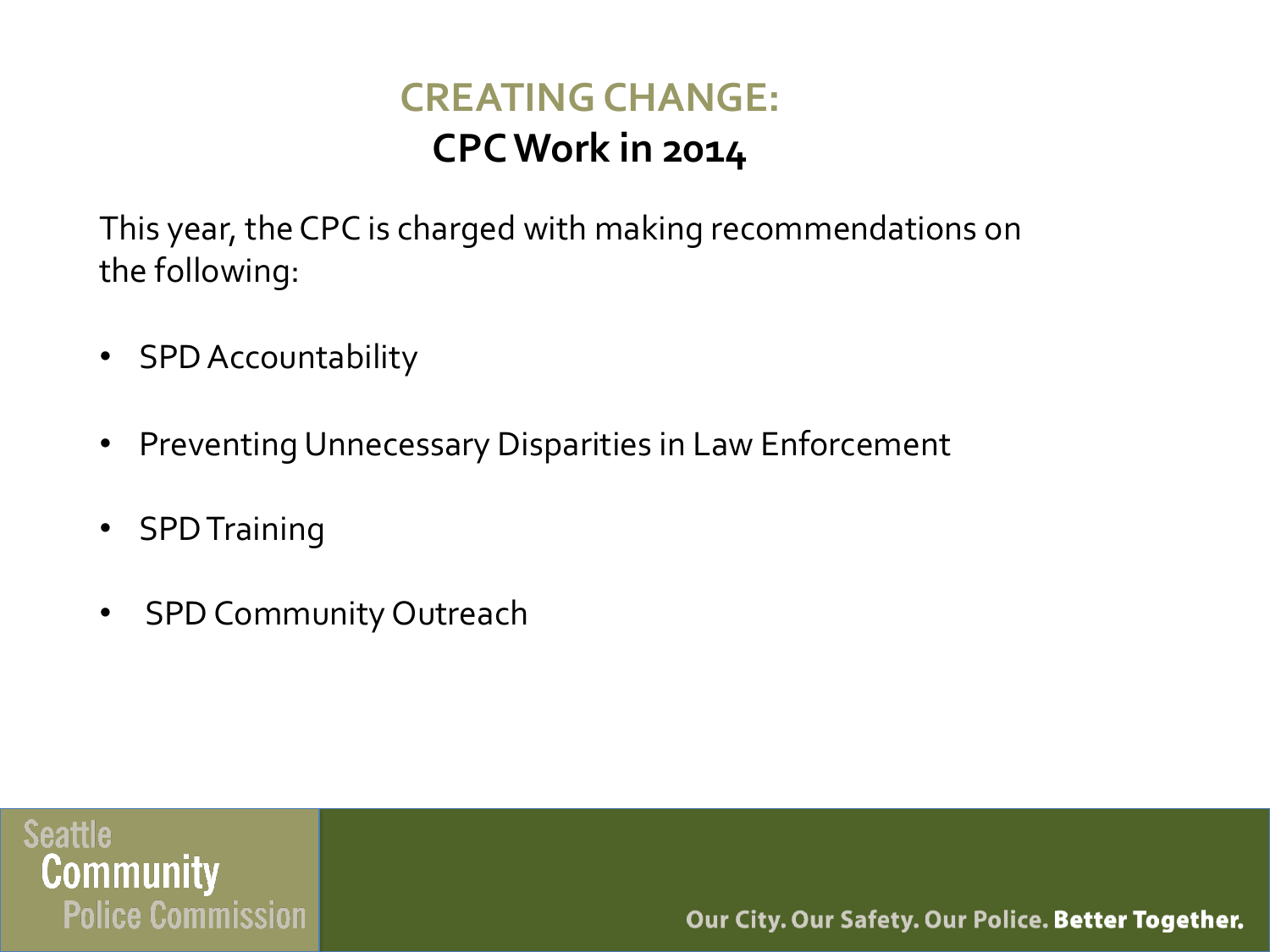# CREATING CHANGE:
## CPC Work in 2014

This year, the CPC is charged with making recommendations on the following:

- SPD Accountability
- Preventing Unnecessary Disparities in Law Enforcement
- SPD Training
- SPD Community Outreach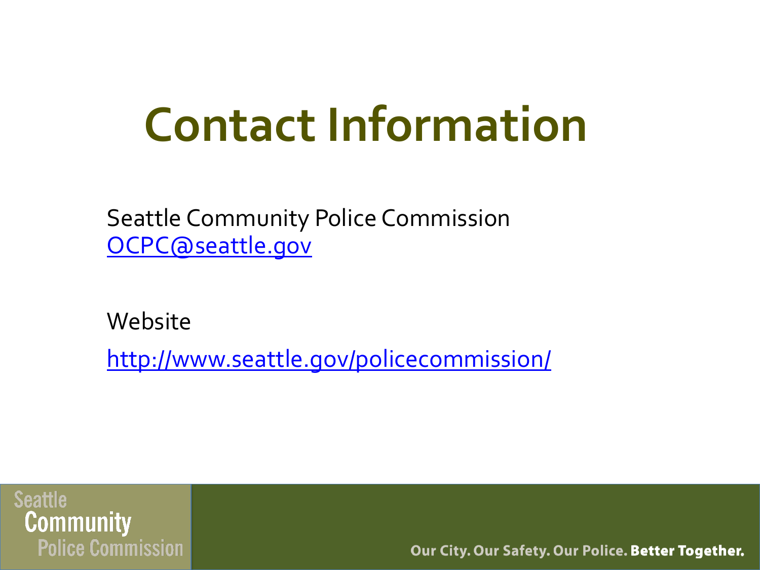# Contact Information

Seattle Community Police Commission
OCPC@seattle.gov

Website

http://www.seattle.gov/policecommission/